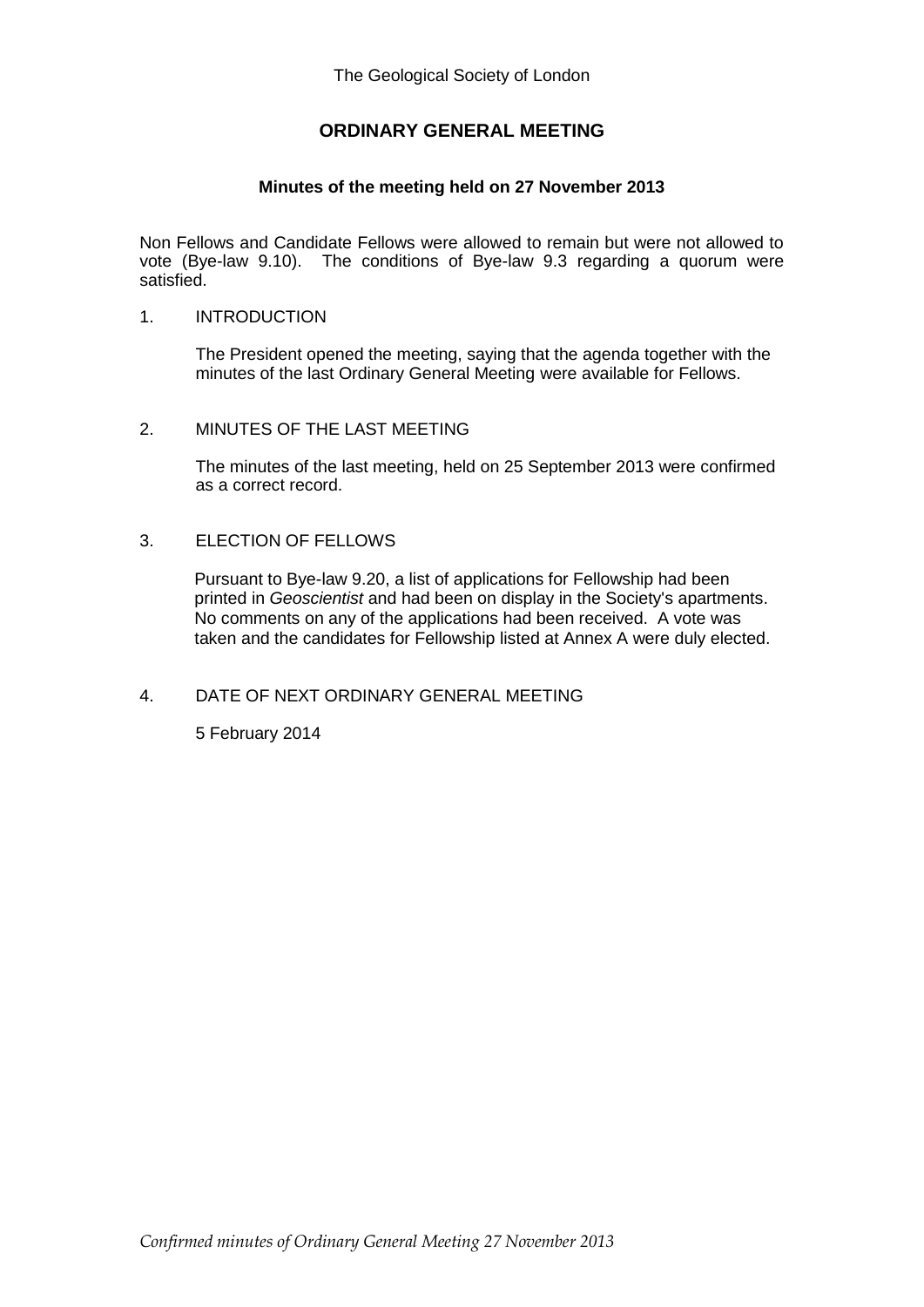The Geological Society of London

# ORDINARY GENERAL MEETING

### Minutes of the meeting held on 27 November 2013

Non Fellows and Candidate Fellows were allowed to remain but were not allowed to vote (Bye-law 9.10). The conditions of Bye-law 9.3 regarding a quorum were satisfied.

1. INTRODUCTION

   The President opened the meeting, saying that the agenda together with the minutes of the last Ordinary General Meeting were available for Fellows.

2. MINUTES OF THE LAST MEETING

   The minutes of the last meeting, held on 25 September 2013 were confirmed as a correct record.

3. ELECTION OF FELLOWS

   Pursuant to Bye-law 9.20, a list of applications for Fellowship had been printed in *Geoscientist* and had been on display in the Society's apartments. No comments on any of the applications had been received. A vote was taken and the candidates for Fellowship listed at Annex A were duly elected.

4. DATE OF NEXT ORDINARY GENERAL MEETING

   5 February 2014

*Confirmed minutes of Ordinary General Meeting 27 November 2013*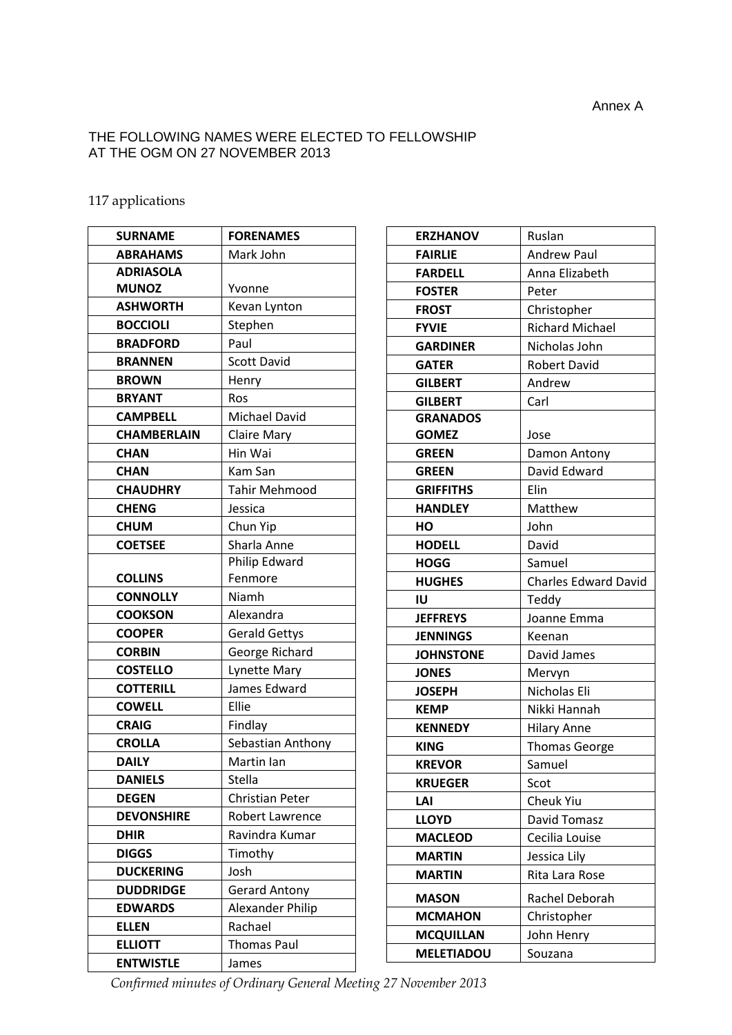Annex A

THE FOLLOWING NAMES WERE ELECTED TO FELLOWSHIP AT THE OGM ON 27 NOVEMBER 2013

117 applications

| SURNAME | FORENAMES |
|---|---|
| ABRAHAMS | Mark John |
| ADRIASOLA MUNOZ | Yvonne |
| ASHWORTH | Kevan Lynton |
| BOCCIOLI | Stephen |
| BRADFORD | Paul |
| BRANNEN | Scott David |
| BROWN | Henry |
| BRYANT | Ros |
| CAMPBELL | Michael David |
| CHAMBERLAIN | Claire Mary |
| CHAN | Hin Wai |
| CHAN | Kam San |
| CHAUDHRY | Tahir Mehmood |
| CHENG | Jessica |
| CHUM | Chun Yip |
| COETSEE | Sharla Anne |
| COLLINS | Philip Edward Fenmore |
| CONNOLLY | Niamh |
| COOKSON | Alexandra |
| COOPER | Gerald Gettys |
| CORBIN | George Richard |
| COSTELLO | Lynette Mary |
| COTTERILL | James Edward |
| COWELL | Ellie |
| CRAIG | Findlay |
| CROLLA | Sebastian Anthony |
| DAILY | Martin Ian |
| DANIELS | Stella |
| DEGEN | Christian Peter |
| DEVONSHIRE | Robert Lawrence |
| DHIR | Ravindra Kumar |
| DIGGS | Timothy |
| DUCKERING | Josh |
| DUDDRIDGE | Gerard Antony |
| EDWARDS | Alexander Philip |
| ELLEN | Rachael |
| ELLIOTT | Thomas Paul |
| ENTWISTLE | James |
| ERZHANOV | Ruslan |
| FAIRLIE | Andrew Paul |
| FARDELL | Anna Elizabeth |
| FOSTER | Peter |
| FROST | Christopher |
| FYVIE | Richard Michael |
| GARDINER | Nicholas John |
| GATER | Robert David |
| GILBERT | Andrew |
| GILBERT | Carl |
| GRANADOS GOMEZ | Jose |
| GREEN | Damon Antony |
| GREEN | David Edward |
| GRIFFITHS | Elin |
| HANDLEY | Matthew |
| HO | John |
| HODELL | David |
| HOGG | Samuel |
| HUGHES | Charles Edward David |
| IU | Teddy |
| JEFFREYS | Joanne Emma |
| JENNINGS | Keenan |
| JOHNSTONE | David James |
| JONES | Mervyn |
| JOSEPH | Nicholas Eli |
| KEMP | Nikki Hannah |
| KENNEDY | Hilary Anne |
| KING | Thomas George |
| KREVOR | Samuel |
| KRUEGER | Scot |
| LAI | Cheuk Yiu |
| LLOYD | David Tomasz |
| MACLEOD | Cecilia Louise |
| MARTIN | Jessica Lily |
| MARTIN | Rita Lara Rose |
| MASON | Rachel Deborah |
| MCMAHON | Christopher |
| MCQUILLAN | John Henry |
| MELETIADOU | Souzana |

*Confirmed minutes of Ordinary General Meeting 27 November 2013*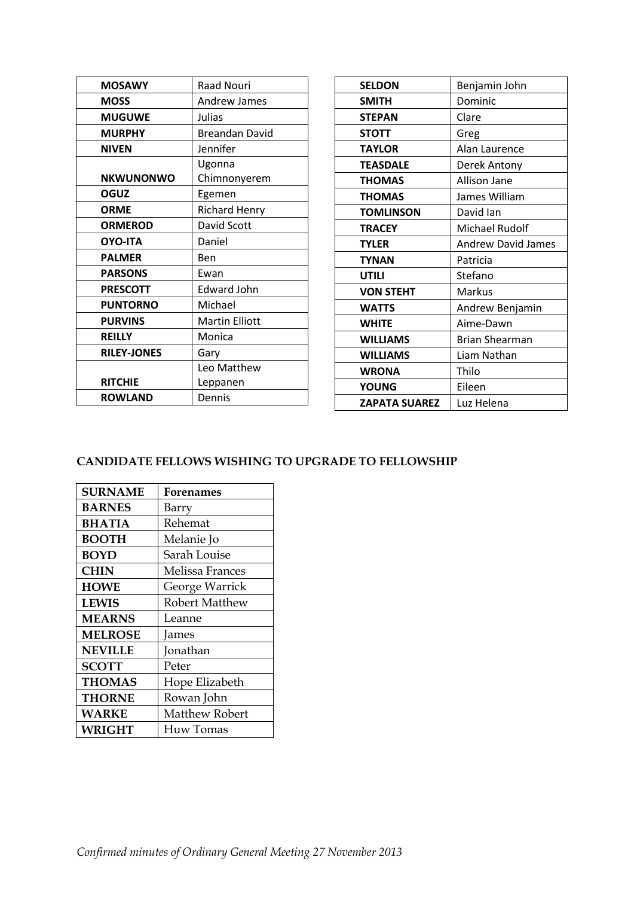| | |
|---|---|
| **MOSAWY** | Raad Nouri |
| **MOSS** | Andrew James |
| **MUGUWE** | Julias |
| **MURPHY** | Breandan David |
| **NIVEN** | Jennifer |
| **NKWUNONWO** | Ugonna Chimnonyerem |
| **OGUZ** | Egemen |
| **ORME** | Richard Henry |
| **ORMEROD** | David Scott |
| **OYO-ITA** | Daniel |
| **PALMER** | Ben |
| **PARSONS** | Ewan |
| **PRESCOTT** | Edward John |
| **PUNTORNO** | Michael |
| **PURVINS** | Martin Elliott |
| **REILLY** | Monica |
| **RILEY-JONES** | Gary |
| **RITCHIE** | Leo Matthew Leppanen |
| **ROWLAND** | Dennis |
| **SELDON** | Benjamin John |
| **SMITH** | Dominic |
| **STEPAN** | Clare |
| **STOTT** | Greg |
| **TAYLOR** | Alan Laurence |
| **TEASDALE** | Derek Antony |
| **THOMAS** | Allison Jane |
| **THOMAS** | James William |
| **TOMLINSON** | David Ian |
| **TRACEY** | Michael Rudolf |
| **TYLER** | Andrew David James |
| **TYNAN** | Patricia |
| **UTILI** | Stefano |
| **VON STEHT** | Markus |
| **WATTS** | Andrew Benjamin |
| **WHITE** | Aime-Dawn |
| **WILLIAMS** | Brian Shearman |
| **WILLIAMS** | Liam Nathan |
| **WRONA** | Thilo |
| **YOUNG** | Eileen |
| **ZAPATA SUAREZ** | Luz Helena |

**CANDIDATE FELLOWS WISHING TO UPGRADE TO FELLOWSHIP**

| SURNAME | Forenames |
|---|---|
| **BARNES** | Barry |
| **BHATIA** | Rehemat |
| **BOOTH** | Melanie Jo |
| **BOYD** | Sarah Louise |
| **CHIN** | Melissa Frances |
| **HOWE** | George Warrick |
| **LEWIS** | Robert Matthew |
| **MEARNS** | Leanne |
| **MELROSE** | James |
| **NEVILLE** | Jonathan |
| **SCOTT** | Peter |
| **THOMAS** | Hope Elizabeth |
| **THORNE** | Rowan John |
| **WARKE** | Matthew Robert |
| **WRIGHT** | Huw Tomas |